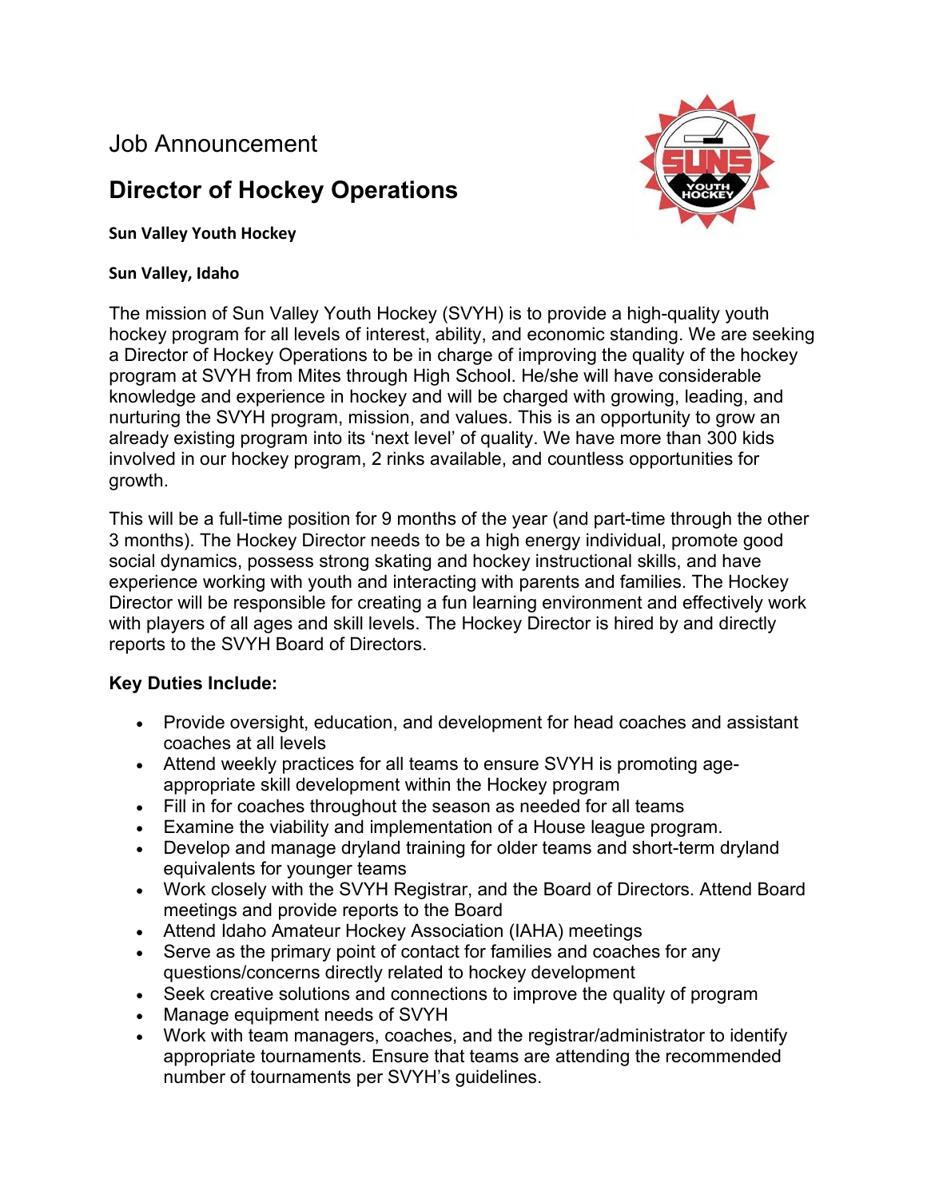Job Announcement

# Director of Hockey Operations

**Sun Valley Youth Hockey**

**Sun Valley, Idaho**

The mission of Sun Valley Youth Hockey (SVYH) is to provide a high-quality youth hockey program for all levels of interest, ability, and economic standing. We are seeking a Director of Hockey Operations to be in charge of improving the quality of the hockey program at SVYH from Mites through High School. He/she will have considerable knowledge and experience in hockey and will be charged with growing, leading, and nurturing the SVYH program, mission, and values. This is an opportunity to grow an already existing program into its 'next level' of quality. We have more than 300 kids involved in our hockey program, 2 rinks available, and countless opportunities for growth.

This will be a full-time position for 9 months of the year (and part-time through the other 3 months). The Hockey Director needs to be a high energy individual, promote good social dynamics, possess strong skating and hockey instructional skills, and have experience working with youth and interacting with parents and families. The Hockey Director will be responsible for creating a fun learning environment and effectively work with players of all ages and skill levels. The Hockey Director is hired by and directly reports to the SVYH Board of Directors.

**Key Duties Include:**

- Provide oversight, education, and development for head coaches and assistant coaches at all levels
- Attend weekly practices for all teams to ensure SVYH is promoting age-appropriate skill development within the Hockey program
- Fill in for coaches throughout the season as needed for all teams
- Examine the viability and implementation of a House league program.
- Develop and manage dryland training for older teams and short-term dryland equivalents for younger teams
- Work closely with the SVYH Registrar, and the Board of Directors. Attend Board meetings and provide reports to the Board
- Attend Idaho Amateur Hockey Association (IAHA) meetings
- Serve as the primary point of contact for families and coaches for any questions/concerns directly related to hockey development
- Seek creative solutions and connections to improve the quality of program
- Manage equipment needs of SVYH
- Work with team managers, coaches, and the registrar/administrator to identify appropriate tournaments. Ensure that teams are attending the recommended number of tournaments per SVYH's guidelines.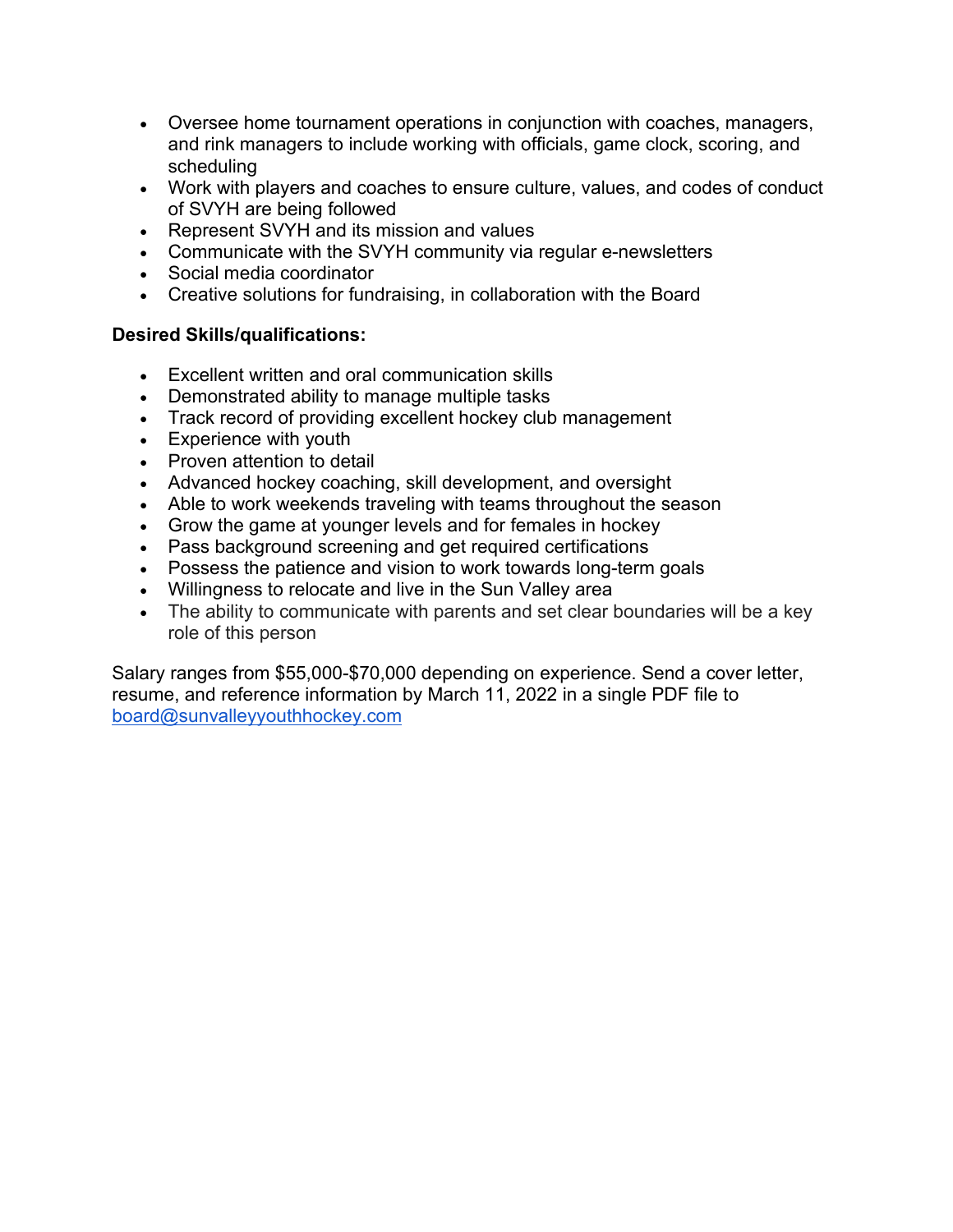- Oversee home tournament operations in conjunction with coaches, managers, and rink managers to include working with officials, game clock, scoring, and scheduling
- Work with players and coaches to ensure culture, values, and codes of conduct of SVYH are being followed
- Represent SVYH and its mission and values
- Communicate with the SVYH community via regular e-newsletters
- Social media coordinator
- Creative solutions for fundraising, in collaboration with the Board

**Desired Skills/qualifications:**

- Excellent written and oral communication skills
- Demonstrated ability to manage multiple tasks
- Track record of providing excellent hockey club management
- Experience with youth
- Proven attention to detail
- Advanced hockey coaching, skill development, and oversight
- Able to work weekends traveling with teams throughout the season
- Grow the game at younger levels and for females in hockey
- Pass background screening and get required certifications
- Possess the patience and vision to work towards long-term goals
- Willingness to relocate and live in the Sun Valley area
- The ability to communicate with parents and set clear boundaries will be a key role of this person

Salary ranges from $55,000-$70,000 depending on experience. Send a cover letter, resume, and reference information by March 11, 2022 in a single PDF file to [board@sunvalleyyouthhockey.com](mailto:board@sunvalleyyouthhockey.com)